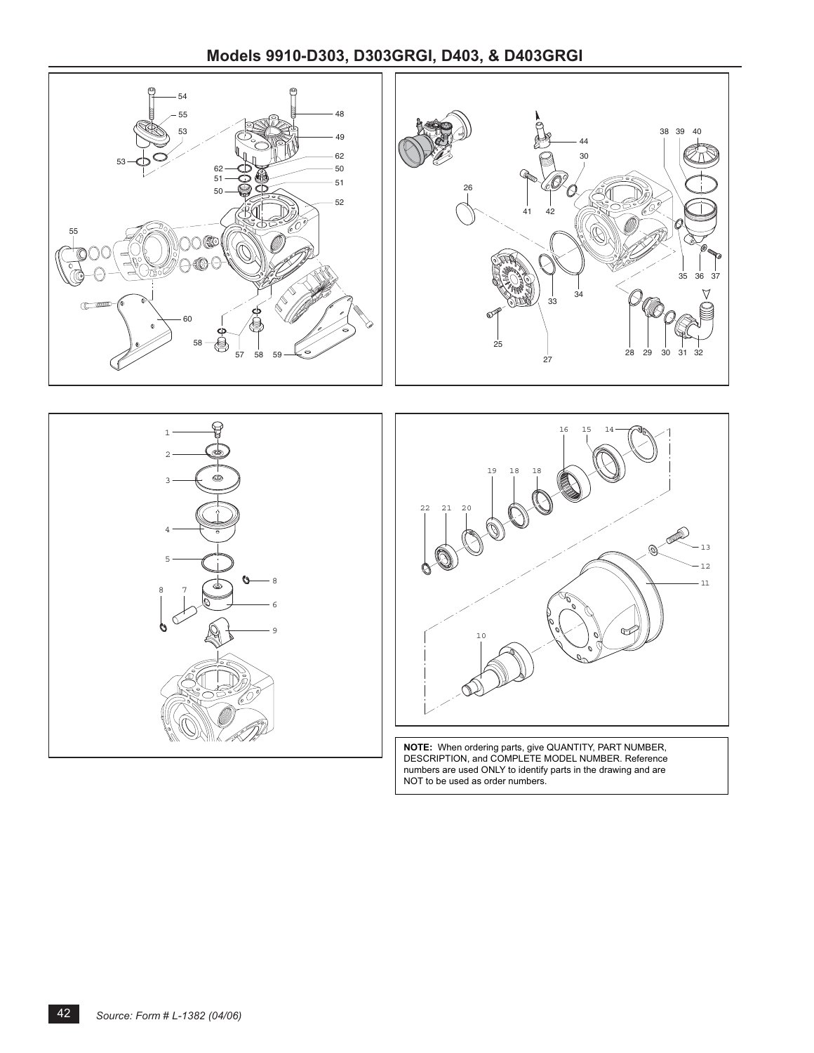## Models 9910-D303, D303GRGI, D403, & D403GRGI

**NOTE:** When ordering parts, give QUANTITY, PART NUMBER, DESCRIPTION, and COMPLETE MODEL NUMBER. Reference numbers are used ONLY to identify parts in the drawing and are NOT to be used as order numbers.

*Source: Form # L-1382 (04/06)*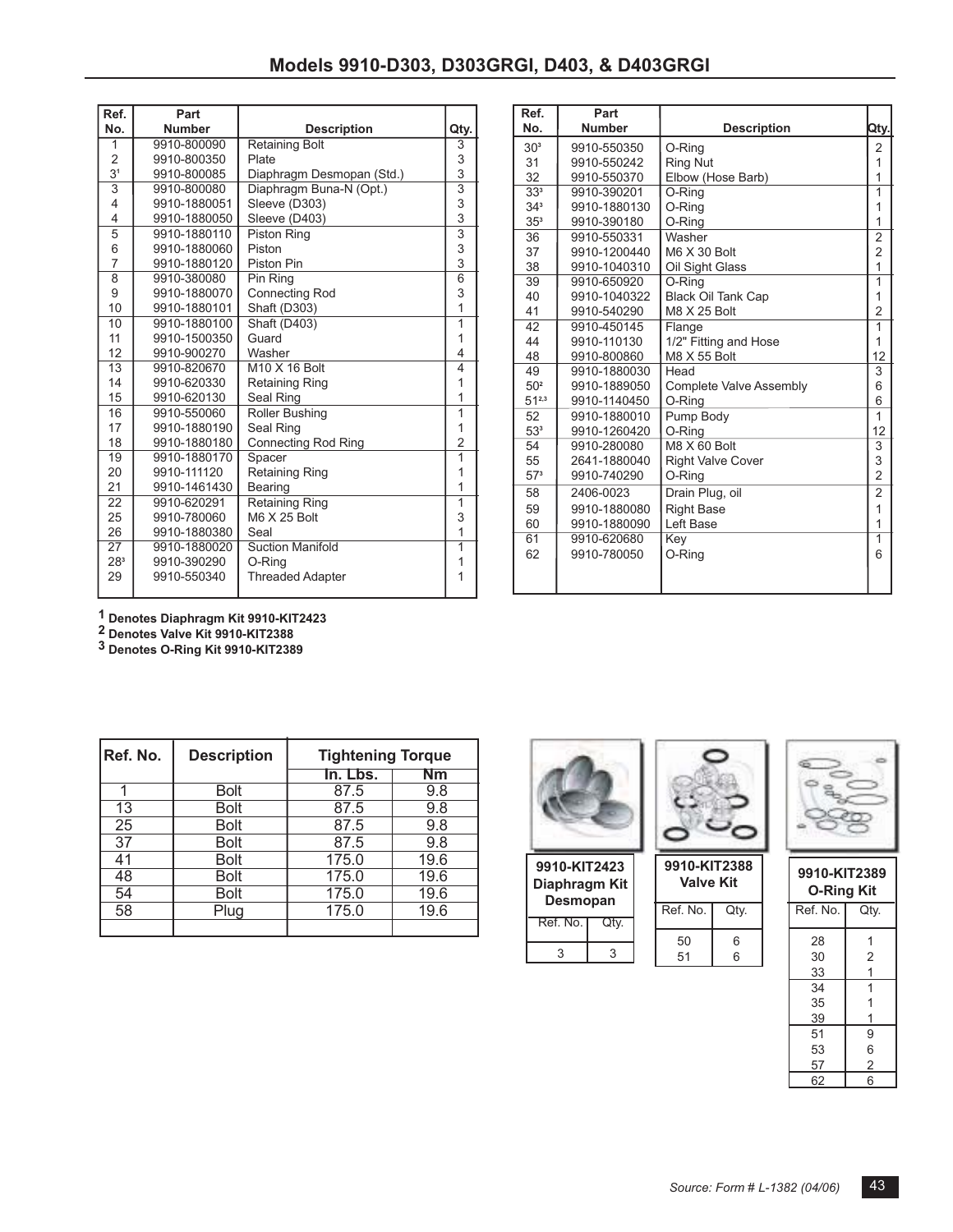## Models 9910-D303, D303GRGI, D403, & D403GRGI

| Ref. No. | Part Number | Description | Qty. |
|---|---|---|---|
| 1 | 9910-800090 | Retaining Bolt | 3 |
| 2 | 9910-800350 | Plate | 3 |
| 3[1] | 9910-800085 | Diaphragm Desmopan (Std.) | 3 |
| 3 | 9910-800080 | Diaphragm Buna-N (Opt.) | 3 |
| 4 | 9910-1880051 | Sleeve (D303) | 3 |
| 4 | 9910-1880050 | Sleeve (D403) | 3 |
| 5 | 9910-1880110 | Piston Ring | 3 |
| 6 | 9910-1880060 | Piston | 3 |
| 7 | 9910-1880120 | Piston Pin | 3 |
| 8 | 9910-380080 | Pin Ring | 6 |
| 9 | 9910-1880070 | Connecting Rod | 3 |
| 10 | 9910-1880101 | Shaft (D303) | 1 |
| 10 | 9910-1880100 | Shaft (D403) | 1 |
| 11 | 9910-1500350 | Guard | 1 |
| 12 | 9910-900270 | Washer | 4 |
| 13 | 9910-820670 | M10 X 16 Bolt | 4 |
| 14 | 9910-620330 | Retaining Ring | 1 |
| 15 | 9910-620130 | Seal Ring | 1 |
| 16 | 9910-550060 | Roller Bushing | 1 |
| 17 | 9910-1880190 | Seal Ring | 1 |
| 18 | 9910-1880180 | Connecting Rod Ring | 2 |
| 19 | 9910-1880170 | Spacer | 1 |
| 20 | 9910-111120 | Retaining Ring | 1 |
| 21 | 9910-1461430 | Bearing | 1 |
| 22 | 9910-620291 | Retaining Ring | 1 |
| 25 | 9910-780060 | M6 X 25 Bolt | 3 |
| 26 | 9910-1880380 | Seal | 1 |
| 27 | 9910-1880020 | Suction Manifold | 1 |
| 28[3] | 9910-390290 | O-Ring | 1 |
| 29 | 9910-550340 | Threaded Adapter | 1 |

| Ref. No. | Part Number | Description | Qty. |
|---|---|---|---|
| 30[3] | 9910-550350 | O-Ring | 2 |
| 31 | 9910-550242 | Ring Nut | 1 |
| 32 | 9910-550370 | Elbow (Hose Barb) | 1 |
| 33[3] | 9910-390201 | O-Ring | 1 |
| 34[3] | 9910-1880130 | O-Ring | 1 |
| 35[3] | 9910-390180 | O-Ring | 1 |
| 36 | 9910-550331 | Washer | 2 |
| 37 | 9910-1200440 | M6 X 30 Bolt | 2 |
| 38 | 9910-1040310 | Oil Sight Glass | 1 |
| 39 | 9910-650920 | O-Ring | 1 |
| 40 | 9910-1040322 | Black Oil Tank Cap | 1 |
| 41 | 9910-540290 | M8 X 25 Bolt | 2 |
| 42 | 9910-450145 | Flange | 1 |
| 44 | 9910-110130 | 1/2" Fitting and Hose | 1 |
| 48 | 9910-800860 | M8 X 55 Bolt | 12 |
| 49 | 9910-1880030 | Head | 3 |
| 50[2] | 9910-1889050 | Complete Valve Assembly | 6 |
| 51[2,3] | 9910-1140450 | O-Ring | 6 |
| 52 | 9910-1880010 | Pump Body | 1 |
| 53[3] | 9910-1260420 | O-Ring | 12 |
| 54 | 9910-280080 | M8 X 60 Bolt | 3 |
| 55 | 2641-1880040 | Right Valve Cover | 3 |
| 57[3] | 9910-740290 | O-Ring | 2 |
| 58 | 2406-0023 | Drain Plug, oil | 2 |
| 59 | 9910-1880080 | Right Base | 1 |
| 60 | 9910-1880090 | Left Base | 1 |
| 61 | 9910-620680 | Key | 1 |
| 62 | 9910-780050 | O-Ring | 6 |

**1 Denotes Diaphragm Kit 9910-KIT2423**
**2 Denotes Valve Kit 9910-KIT2388**
**3 Denotes O-Ring Kit 9910-KIT2389**

| Ref. No. | Description | Tightening Torque | |
|---|---|---|---|
| | | In. Lbs. | Nm |
| 1 | Bolt | 87.5 | 9.8 |
| 13 | Bolt | 87.5 | 9.8 |
| 25 | Bolt | 87.5 | 9.8 |
| 37 | Bolt | 87.5 | 9.8 |
| 41 | Bolt | 175.0 | 19.6 |
| 48 | Bolt | 175.0 | 19.6 |
| 54 | Bolt | 175.0 | 19.6 |
| 58 | Plug | 175.0 | 19.6 |

**9910-KIT2423 Diaphragm Kit Desmopan**

| Ref. No. | Qty. |
|---|---|
| 3 | 3 |

**9910-KIT2388 Valve Kit**

| Ref. No. | Qty. |
|---|---|
| 50 | 6 |
| 51 | 6 |

**9910-KIT2389 O-Ring Kit**

| Ref. No. | Qty. |
|---|---|
| 28 | 1 |
| 30 | 2 |
| 33 | 1 |
| 34 | 1 |
| 35 | 1 |
| 39 | 1 |
| 51 | 9 |
| 53 | 6 |
| 57 | 2 |
| 62 | 6 |

*Source: Form # L-1382 (04/06)*